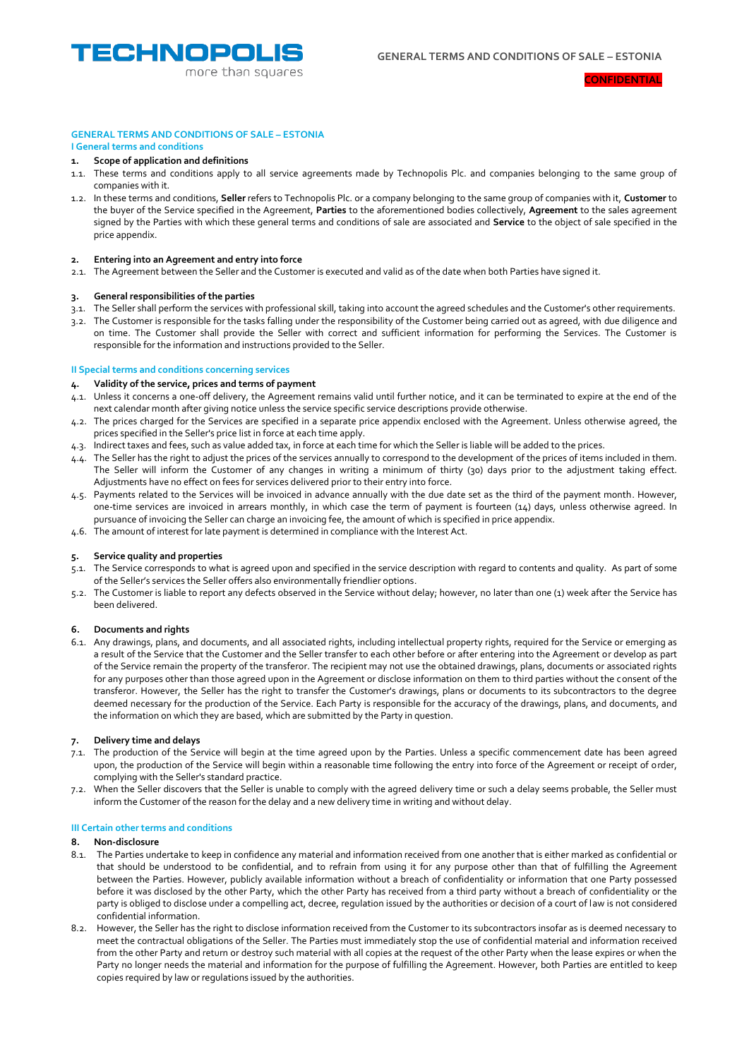# GENERAL TERMS AND CONDITIONS OF SALE – ESTONIA

## I General terms and conditions

### 1. Scope of application and definitions

1.1. These terms and conditions apply to all service agreements made by Technopolis Plc. and companies belonging to the same group of companies with it.

1.2. In these terms and conditions, **Seller** refers to Technopolis Plc. or a company belonging to the same group of companies with it, **Customer** to the buyer of the Service specified in the Agreement, **Parties** to the aforementioned bodies collectively, **Agreement** to the sales agreement signed by the Parties with which these general terms and conditions of sale are associated and **Service** to the object of sale specified in the price appendix.

### 2. Entering into an Agreement and entry into force

2.1. The Agreement between the Seller and the Customer is executed and valid as of the date when both Parties have signed it.

### 3. General responsibilities of the parties

3.1. The Seller shall perform the services with professional skill, taking into account the agreed schedules and the Customer's other requirements.

3.2. The Customer is responsible for the tasks falling under the responsibility of the Customer being carried out as agreed, with due diligence and on time. The Customer shall provide the Seller with correct and sufficient information for performing the Services. The Customer is responsible for the information and instructions provided to the Seller.

## II Special terms and conditions concerning services

### 4. Validity of the service, prices and terms of payment

4.1. Unless it concerns a one-off delivery, the Agreement remains valid until further notice, and it can be terminated to expire at the end of the next calendar month after giving notice unless the service specific service descriptions provide otherwise.

4.2. The prices charged for the Services are specified in a separate price appendix enclosed with the Agreement. Unless otherwise agreed, the prices specified in the Seller's price list in force at each time apply.

4.3. Indirect taxes and fees, such as value added tax, in force at each time for which the Seller is liable will be added to the prices.

4.4. The Seller has the right to adjust the prices of the services annually to correspond to the development of the prices of items included in them. The Seller will inform the Customer of any changes in writing a minimum of thirty (30) days prior to the adjustment taking effect. Adjustments have no effect on fees for services delivered prior to their entry into force.

4.5. Payments related to the Services will be invoiced in advance annually with the due date set as the third of the payment month. However, one-time services are invoiced in arrears monthly, in which case the term of payment is fourteen (14) days, unless otherwise agreed. In pursuance of invoicing the Seller can charge an invoicing fee, the amount of which is specified in price appendix.

4.6. The amount of interest for late payment is determined in compliance with the Interest Act.

### 5. Service quality and properties

5.1. The Service corresponds to what is agreed upon and specified in the service description with regard to contents and quality. As part of some of the Seller's services the Seller offers also environmentally friendlier options.

5.2. The Customer is liable to report any defects observed in the Service without delay; however, no later than one (1) week after the Service has been delivered.

### 6. Documents and rights

6.1. Any drawings, plans, and documents, and all associated rights, including intellectual property rights, required for the Service or emerging as a result of the Service that the Customer and the Seller transfer to each other before or after entering into the Agreement or develop as part of the Service remain the property of the transferor. The recipient may not use the obtained drawings, plans, documents or associated rights for any purposes other than those agreed upon in the Agreement or disclose information on them to third parties without the consent of the transferor. However, the Seller has the right to transfer the Customer's drawings, plans or documents to its subcontractors to the degree deemed necessary for the production of the Service. Each Party is responsible for the accuracy of the drawings, plans, and documents, and the information on which they are based, which are submitted by the Party in question.

### 7. Delivery time and delays

7.1. The production of the Service will begin at the time agreed upon by the Parties. Unless a specific commencement date has been agreed upon, the production of the Service will begin within a reasonable time following the entry into force of the Agreement or receipt of order, complying with the Seller's standard practice.

7.2. When the Seller discovers that the Seller is unable to comply with the agreed delivery time or such a delay seems probable, the Seller must inform the Customer of the reason for the delay and a new delivery time in writing and without delay.

## III Certain other terms and conditions

### 8. Non-disclosure

8.1. The Parties undertake to keep in confidence any material and information received from one another that is either marked as confidential or that should be understood to be confidential, and to refrain from using it for any purpose other than that of fulfilling the Agreement between the Parties. However, publicly available information without a breach of confidentiality or information that one Party possessed before it was disclosed by the other Party, which the other Party has received from a third party without a breach of confidentiality or the party is obliged to disclose under a compelling act, decree, regulation issued by the authorities or decision of a court of law is not considered confidential information.

8.2. However, the Seller has the right to disclose information received from the Customer to its subcontractors insofar as is deemed necessary to meet the contractual obligations of the Seller. The Parties must immediately stop the use of confidential material and information received from the other Party and return or destroy such material with all copies at the request of the other Party when the lease expires or when the Party no longer needs the material and information for the purpose of fulfilling the Agreement. However, both Parties are entitled to keep copies required by law or regulations issued by the authorities.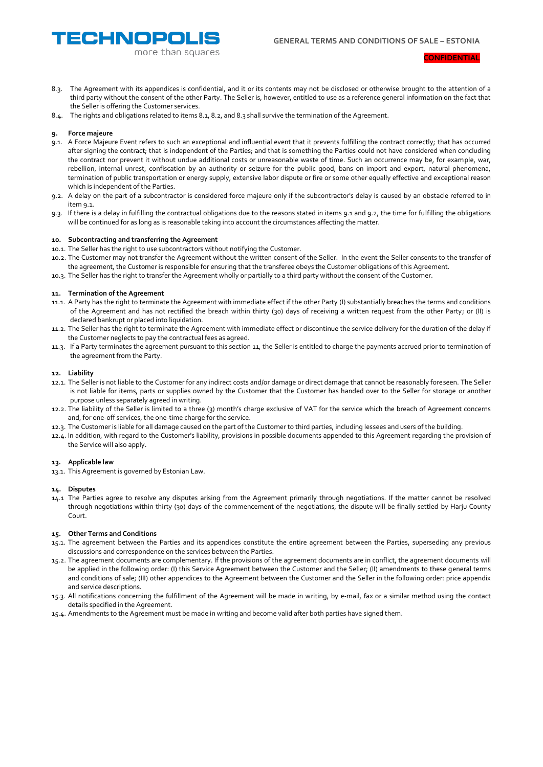8.3. The Agreement with its appendices is confidential, and it or its contents may not be disclosed or otherwise brought to the attention of a third party without the consent of the other Party. The Seller is, however, entitled to use as a reference general information on the fact that the Seller is offering the Customer services.

8.4. The rights and obligations related to items 8.1, 8.2, and 8.3 shall survive the termination of the Agreement.

**9. Force majeure**

9.1. A Force Majeure Event refers to such an exceptional and influential event that it prevents fulfilling the contract correctly; that has occurred after signing the contract; that is independent of the Parties; and that is something the Parties could not have considered when concluding the contract nor prevent it without undue additional costs or unreasonable waste of time. Such an occurrence may be, for example, war, rebellion, internal unrest, confiscation by an authority or seizure for the public good, bans on import and export, natural phenomena, termination of public transportation or energy supply, extensive labor dispute or fire or some other equally effective and exceptional reason which is independent of the Parties.

9.2. A delay on the part of a subcontractor is considered force majeure only if the subcontractor's delay is caused by an obstacle referred to in item 9.1.

9.3. If there is a delay in fulfilling the contractual obligations due to the reasons stated in items 9.1 and 9.2, the time for fulfilling the obligations will be continued for as long as is reasonable taking into account the circumstances affecting the matter.

**10. Subcontracting and transferring the Agreement**

10.1. The Seller has the right to use subcontractors without notifying the Customer.

10.2. The Customer may not transfer the Agreement without the written consent of the Seller. In the event the Seller consents to the transfer of the agreement, the Customer is responsible for ensuring that the transferee obeys the Customer obligations of this Agreement.

10.3. The Seller has the right to transfer the Agreement wholly or partially to a third party without the consent of the Customer.

**11. Termination of the Agreement**

11.1. A Party has the right to terminate the Agreement with immediate effect if the other Party (I) substantially breaches the terms and conditions of the Agreement and has not rectified the breach within thirty (30) days of receiving a written request from the other Party; or (II) is declared bankrupt or placed into liquidation.

11.2. The Seller has the right to terminate the Agreement with immediate effect or discontinue the service delivery for the duration of the delay if the Customer neglects to pay the contractual fees as agreed.

11.3. If a Party terminates the agreement pursuant to this section 11, the Seller is entitled to charge the payments accrued prior to termination of the agreement from the Party.

**12. Liability**

12.1. The Seller is not liable to the Customer for any indirect costs and/or damage or direct damage that cannot be reasonably foreseen. The Seller is not liable for items, parts or supplies owned by the Customer that the Customer has handed over to the Seller for storage or another purpose unless separately agreed in writing.

12.2. The liability of the Seller is limited to a three (3) month's charge exclusive of VAT for the service which the breach of Agreement concerns and, for one-off services, the one-time charge for the service.

12.3. The Customer is liable for all damage caused on the part of the Customer to third parties, including lessees and users of the building.

12.4. In addition, with regard to the Customer's liability, provisions in possible documents appended to this Agreement regarding the provision of the Service will also apply.

**13. Applicable law**

13.1. This Agreement is governed by Estonian Law.

**14. Disputes**

14.1 The Parties agree to resolve any disputes arising from the Agreement primarily through negotiations. If the matter cannot be resolved through negotiations within thirty (30) days of the commencement of the negotiations, the dispute will be finally settled by Harju County Court.

**15. Other Terms and Conditions**

15.1. The agreement between the Parties and its appendices constitute the entire agreement between the Parties, superseding any previous discussions and correspondence on the services between the Parties.

15.2. The agreement documents are complementary. If the provisions of the agreement documents are in conflict, the agreement documents will be applied in the following order: (I) this Service Agreement between the Customer and the Seller; (II) amendments to these general terms and conditions of sale; (III) other appendices to the Agreement between the Customer and the Seller in the following order: price appendix and service descriptions.

15.3. All notifications concerning the fulfillment of the Agreement will be made in writing, by e-mail, fax or a similar method using the contact details specified in the Agreement.

15.4. Amendments to the Agreement must be made in writing and become valid after both parties have signed them.